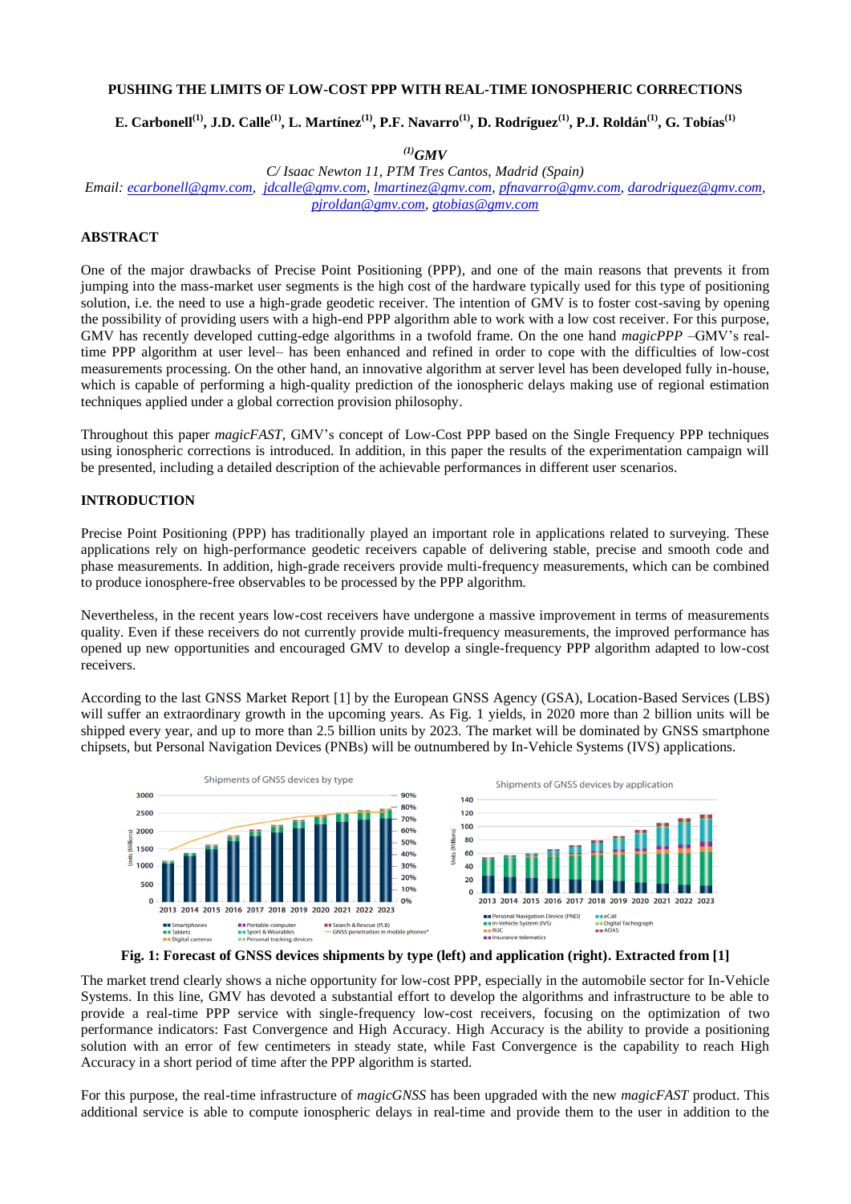# PUSHING THE LIMITS OF LOW-COST PPP WITH REAL-TIME IONOSPHERIC CORRECTIONS

**E. Carbonell[(1)], J.D. Calle[(1)], L. Martínez[(1)], P.F. Navarro[(1)], D. Rodríguez[(1)], P.J. Roldán[(1)], G. Tobías[(1)]**

*[(1)]GMV*

*C/ Isaac Newton 11, PTM Tres Cantos, Madrid (Spain)*

*Email: ecarbonell@gmv.com, jdcalle@gmv.com, lmartinez@gmv.com, pfnavarro@gmv.com, darodriguez@gmv.com, pjroldan@gmv.com, gtobias@gmv.com*

## ABSTRACT

One of the major drawbacks of Precise Point Positioning (PPP), and one of the main reasons that prevents it from jumping into the mass-market user segments is the high cost of the hardware typically used for this type of positioning solution, i.e. the need to use a high-grade geodetic receiver. The intention of GMV is to foster cost-saving by opening the possibility of providing users with a high-end PPP algorithm able to work with a low cost receiver. For this purpose, GMV has recently developed cutting-edge algorithms in a twofold frame. On the one hand *magicPPP* –GMV's real-time PPP algorithm at user level– has been enhanced and refined in order to cope with the difficulties of low-cost measurements processing. On the other hand, an innovative algorithm at server level has been developed fully in-house, which is capable of performing a high-quality prediction of the ionospheric delays making use of regional estimation techniques applied under a global correction provision philosophy.

Throughout this paper *magicFAST*, GMV's concept of Low-Cost PPP based on the Single Frequency PPP techniques using ionospheric corrections is introduced. In addition, in this paper the results of the experimentation campaign will be presented, including a detailed description of the achievable performances in different user scenarios.

## INTRODUCTION

Precise Point Positioning (PPP) has traditionally played an important role in applications related to surveying. These applications rely on high-performance geodetic receivers capable of delivering stable, precise and smooth code and phase measurements. In addition, high-grade receivers provide multi-frequency measurements, which can be combined to produce ionosphere-free observables to be processed by the PPP algorithm.

Nevertheless, in the recent years low-cost receivers have undergone a massive improvement in terms of measurements quality. Even if these receivers do not currently provide multi-frequency measurements, the improved performance has opened up new opportunities and encouraged GMV to develop a single-frequency PPP algorithm adapted to low-cost receivers.

According to the last GNSS Market Report [1] by the European GNSS Agency (GSA), Location-Based Services (LBS) will suffer an extraordinary growth in the upcoming years. As Fig. 1 yields, in 2020 more than 2 billion units will be shipped every year, and up to more than 2.5 billion units by 2023. The market will be dominated by GNSS smartphone chipsets, but Personal Navigation Devices (PNBs) will be outnumbered by In-Vehicle Systems (IVS) applications.

**Fig. 1: Forecast of GNSS devices shipments by type (left) and application (right). Extracted from [1]**

The market trend clearly shows a niche opportunity for low-cost PPP, especially in the automobile sector for In-Vehicle Systems. In this line, GMV has devoted a substantial effort to develop the algorithms and infrastructure to be able to provide a real-time PPP service with single-frequency low-cost receivers, focusing on the optimization of two performance indicators: Fast Convergence and High Accuracy. High Accuracy is the ability to provide a positioning solution with an error of few centimeters in steady state, while Fast Convergence is the capability to reach High Accuracy in a short period of time after the PPP algorithm is started.

For this purpose, the real-time infrastructure of *magicGNSS* has been upgraded with the new *magicFAST* product. This additional service is able to compute ionospheric delays in real-time and provide them to the user in addition to the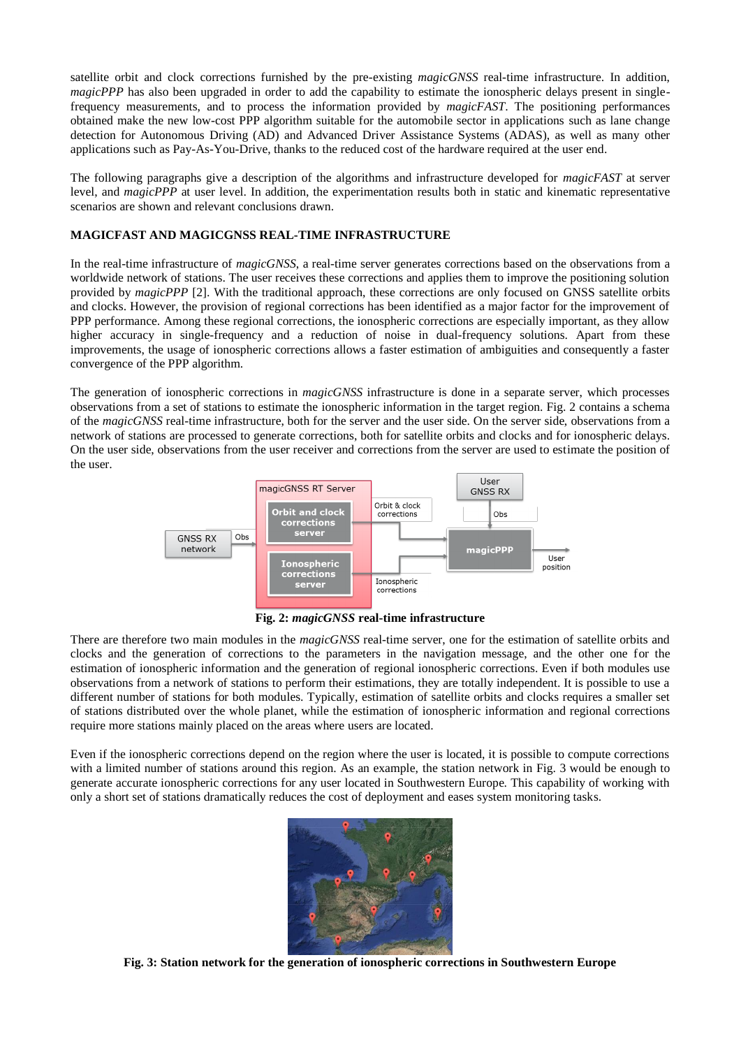satellite orbit and clock corrections furnished by the pre-existing *magicGNSS* real-time infrastructure. In addition, *magicPPP* has also been upgraded in order to add the capability to estimate the ionospheric delays present in single-frequency measurements, and to process the information provided by *magicFAST*. The positioning performances obtained make the new low-cost PPP algorithm suitable for the automobile sector in applications such as lane change detection for Autonomous Driving (AD) and Advanced Driver Assistance Systems (ADAS), as well as many other applications such as Pay-As-You-Drive, thanks to the reduced cost of the hardware required at the user end.

The following paragraphs give a description of the algorithms and infrastructure developed for *magicFAST* at server level, and *magicPPP* at user level. In addition, the experimentation results both in static and kinematic representative scenarios are shown and relevant conclusions drawn.

## MAGICFAST AND MAGICGNSS REAL-TIME INFRASTRUCTURE

In the real-time infrastructure of *magicGNSS*, a real-time server generates corrections based on the observations from a worldwide network of stations. The user receives these corrections and applies them to improve the positioning solution provided by *magicPPP* [2]. With the traditional approach, these corrections are only focused on GNSS satellite orbits and clocks. However, the provision of regional corrections has been identified as a major factor for the improvement of PPP performance. Among these regional corrections, the ionospheric corrections are especially important, as they allow higher accuracy in single-frequency and a reduction of noise in dual-frequency solutions. Apart from these improvements, the usage of ionospheric corrections allows a faster estimation of ambiguities and consequently a faster convergence of the PPP algorithm.

The generation of ionospheric corrections in *magicGNSS* infrastructure is done in a separate server, which processes observations from a set of stations to estimate the ionospheric information in the target region. Fig. 2 contains a schema of the *magicGNSS* real-time infrastructure, both for the server and the user side. On the server side, observations from a network of stations are processed to generate corrections, both for satellite orbits and clocks and for ionospheric delays. On the user side, observations from the user receiver and corrections from the server are used to estimate the position of the user.

**Fig. 2: *magicGNSS* real-time infrastructure**

There are therefore two main modules in the *magicGNSS* real-time server, one for the estimation of satellite orbits and clocks and the generation of corrections to the parameters in the navigation message, and the other one for the estimation of ionospheric information and the generation of regional ionospheric corrections. Even if both modules use observations from a network of stations to perform their estimations, they are totally independent. It is possible to use a different number of stations for both modules. Typically, estimation of satellite orbits and clocks requires a smaller set of stations distributed over the whole planet, while the estimation of ionospheric information and regional corrections require more stations mainly placed on the areas where users are located.

Even if the ionospheric corrections depend on the region where the user is located, it is possible to compute corrections with a limited number of stations around this region. As an example, the station network in Fig. 3 would be enough to generate accurate ionospheric corrections for any user located in Southwestern Europe. This capability of working with only a short set of stations dramatically reduces the cost of deployment and eases system monitoring tasks.

**Fig. 3: Station network for the generation of ionospheric corrections in Southwestern Europe**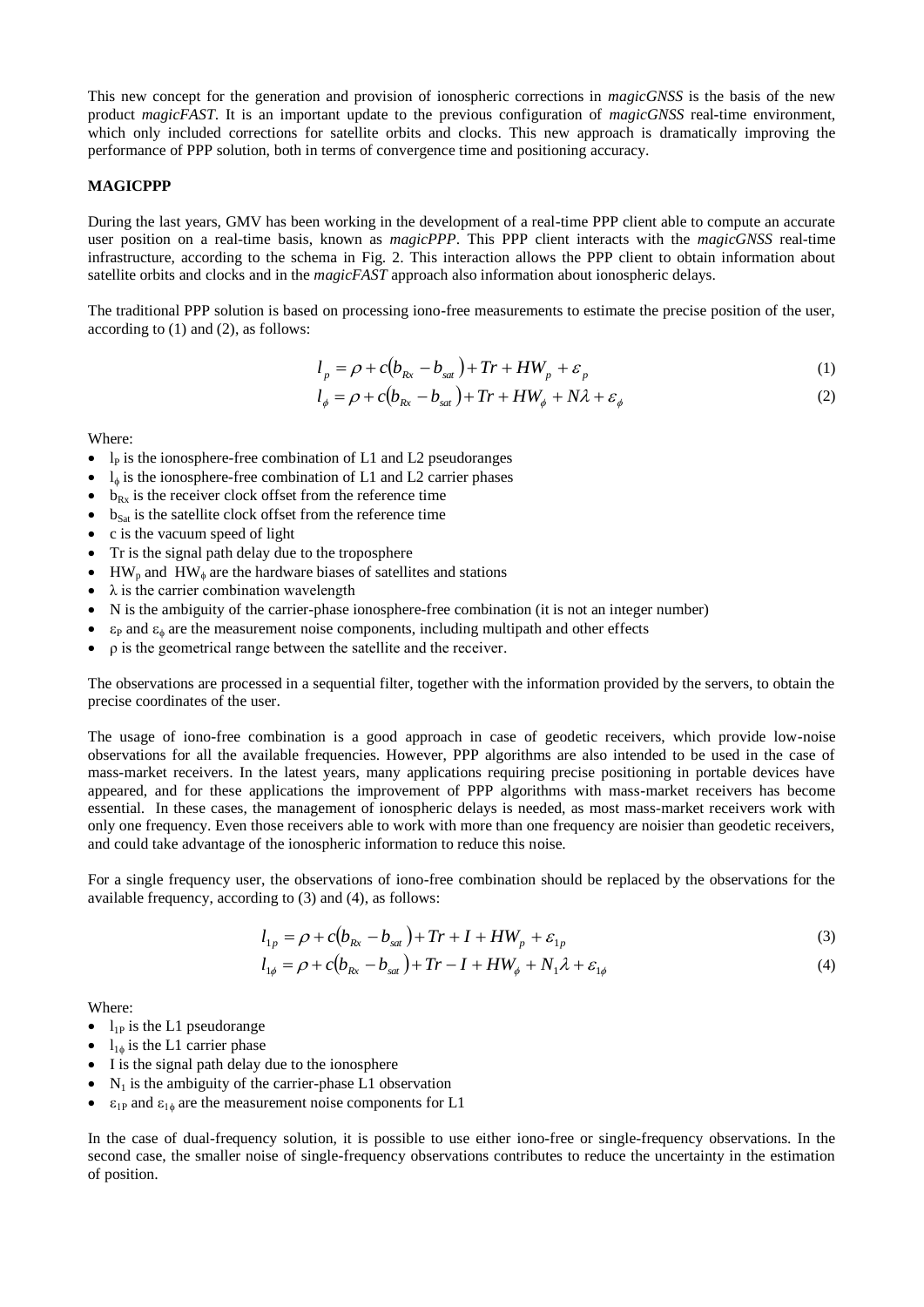This new concept for the generation and provision of ionospheric corrections in *magicGNSS* is the basis of the new product *magicFAST*. It is an important update to the previous configuration of *magicGNSS* real-time environment, which only included corrections for satellite orbits and clocks. This new approach is dramatically improving the performance of PPP solution, both in terms of convergence time and positioning accuracy.

**MAGICPPP**

During the last years, GMV has been working in the development of a real-time PPP client able to compute an accurate user position on a real-time basis, known as *magicPPP*. This PPP client interacts with the *magicGNSS* real-time infrastructure, according to the schema in Fig. 2. This interaction allows the PPP client to obtain information about satellite orbits and clocks and in the *magicFAST* approach also information about ionospheric delays.

The traditional PPP solution is based on processing iono-free measurements to estimate the precise position of the user, according to (1) and (2), as follows:

$$l_p = \rho + c\left(b_{Rx} - b_{sat}\right) + Tr + HW_p + \varepsilon_p \tag{1}$$

$$l_\phi = \rho + c\left(b_{Rx} - b_{sat}\right) + Tr + HW_\phi + N\lambda + \varepsilon_\phi \tag{2}$$

Where:

- $l_P$ is the ionosphere-free combination of L1 and L2 pseudoranges
- $l_\phi$ is the ionosphere-free combination of L1 and L2 carrier phases
- $b_{Rx}$ is the receiver clock offset from the reference time
- $b_{Sat}$ is the satellite clock offset from the reference time
- c is the vacuum speed of light
- Tr is the signal path delay due to the troposphere
- $HW_p$ and $HW_\phi$ are the hardware biases of satellites and stations
- $\lambda$ is the carrier combination wavelength
- N is the ambiguity of the carrier-phase ionosphere-free combination (it is not an integer number)
- $\varepsilon_P$ and $\varepsilon_\phi$ are the measurement noise components, including multipath and other effects
- $\rho$ is the geometrical range between the satellite and the receiver.

The observations are processed in a sequential filter, together with the information provided by the servers, to obtain the precise coordinates of the user.

The usage of iono-free combination is a good approach in case of geodetic receivers, which provide low-noise observations for all the available frequencies. However, PPP algorithms are also intended to be used in the case of mass-market receivers. In the latest years, many applications requiring precise positioning in portable devices have appeared, and for these applications the improvement of PPP algorithms with mass-market receivers has become essential. In these cases, the management of ionospheric delays is needed, as most mass-market receivers work with only one frequency. Even those receivers able to work with more than one frequency are noisier than geodetic receivers, and could take advantage of the ionospheric information to reduce this noise.

For a single frequency user, the observations of iono-free combination should be replaced by the observations for the available frequency, according to (3) and (4), as follows:

$$l_{1p} = \rho + c\left(b_{Rx} - b_{sat}\right) + Tr + I + HW_p + \varepsilon_{1p} \tag{3}$$

$$l_{1\phi} = \rho + c\left(b_{Rx} - b_{sat}\right) + Tr - I + HW_\phi + N_1\lambda + \varepsilon_{1\phi} \tag{4}$$

Where:

- $l_{1P}$ is the L1 pseudorange
- $l_{1\phi}$ is the L1 carrier phase
- I is the signal path delay due to the ionosphere
- $N_1$ is the ambiguity of the carrier-phase L1 observation
- $\varepsilon_{1P}$ and $\varepsilon_{1\phi}$ are the measurement noise components for L1

In the case of dual-frequency solution, it is possible to use either iono-free or single-frequency observations. In the second case, the smaller noise of single-frequency observations contributes to reduce the uncertainty in the estimation of position.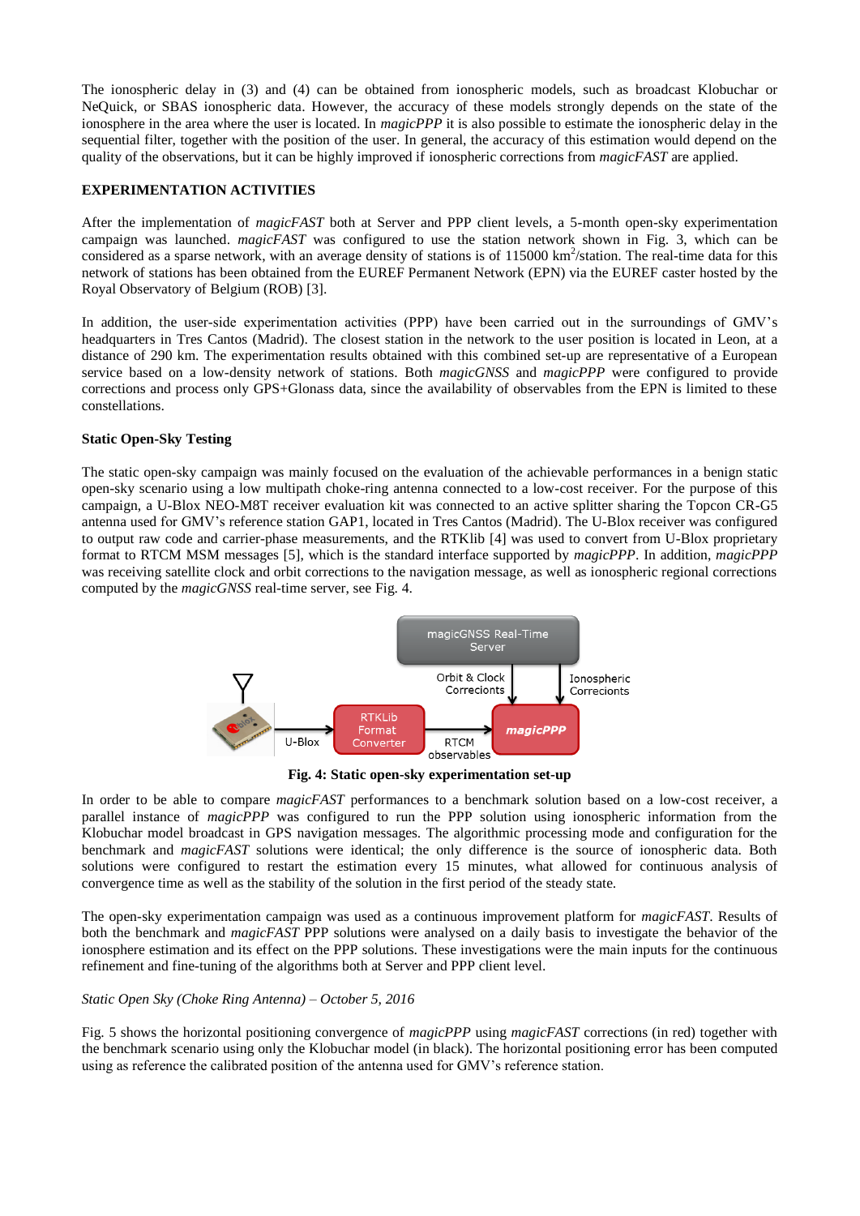The ionospheric delay in (3) and (4) can be obtained from ionospheric models, such as broadcast Klobuchar or NeQuick, or SBAS ionospheric data. However, the accuracy of these models strongly depends on the state of the ionosphere in the area where the user is located. In *magicPPP* it is also possible to estimate the ionospheric delay in the sequential filter, together with the position of the user. In general, the accuracy of this estimation would depend on the quality of the observations, but it can be highly improved if ionospheric corrections from *magicFAST* are applied.

**EXPERIMENTATION ACTIVITIES**

After the implementation of *magicFAST* both at Server and PPP client levels, a 5-month open-sky experimentation campaign was launched. *magicFAST* was configured to use the station network shown in Fig. 3, which can be considered as a sparse network, with an average density of stations is of 115000 $km^2$/station. The real-time data for this network of stations has been obtained from the EUREF Permanent Network (EPN) via the EUREF caster hosted by the Royal Observatory of Belgium (ROB) [3].

In addition, the user-side experimentation activities (PPP) have been carried out in the surroundings of GMV's headquarters in Tres Cantos (Madrid). The closest station in the network to the user position is located in Leon, at a distance of 290 km. The experimentation results obtained with this combined set-up are representative of a European service based on a low-density network of stations. Both *magicGNSS* and *magicPPP* were configured to provide corrections and process only GPS+Glonass data, since the availability of observables from the EPN is limited to these constellations.

**Static Open-Sky Testing**

The static open-sky campaign was mainly focused on the evaluation of the achievable performances in a benign static open-sky scenario using a low multipath choke-ring antenna connected to a low-cost receiver. For the purpose of this campaign, a U-Blox NEO-M8T receiver evaluation kit was connected to an active splitter sharing the Topcon CR-G5 antenna used for GMV's reference station GAP1, located in Tres Cantos (Madrid). The U-Blox receiver was configured to output raw code and carrier-phase measurements, and the RTKlib [4] was used to convert from U-Blox proprietary format to RTCM MSM messages [5], which is the standard interface supported by *magicPPP*. In addition, *magicPPP* was receiving satellite clock and orbit corrections to the navigation message, as well as ionospheric regional corrections computed by the *magicGNSS* real-time server, see Fig. 4.

**Fig. 4: Static open-sky experimentation set-up**

In order to be able to compare *magicFAST* performances to a benchmark solution based on a low-cost receiver, a parallel instance of *magicPPP* was configured to run the PPP solution using ionospheric information from the Klobuchar model broadcast in GPS navigation messages. The algorithmic processing mode and configuration for the benchmark and *magicFAST* solutions were identical; the only difference is the source of ionospheric data. Both solutions were configured to restart the estimation every 15 minutes, what allowed for continuous analysis of convergence time as well as the stability of the solution in the first period of the steady state.

The open-sky experimentation campaign was used as a continuous improvement platform for *magicFAST*. Results of both the benchmark and *magicFAST* PPP solutions were analysed on a daily basis to investigate the behavior of the ionosphere estimation and its effect on the PPP solutions. These investigations were the main inputs for the continuous refinement and fine-tuning of the algorithms both at Server and PPP client level.

*Static Open Sky (Choke Ring Antenna) – October 5, 2016*

Fig. 5 shows the horizontal positioning convergence of *magicPPP* using *magicFAST* corrections (in red) together with the benchmark scenario using only the Klobuchar model (in black). The horizontal positioning error has been computed using as reference the calibrated position of the antenna used for GMV's reference station.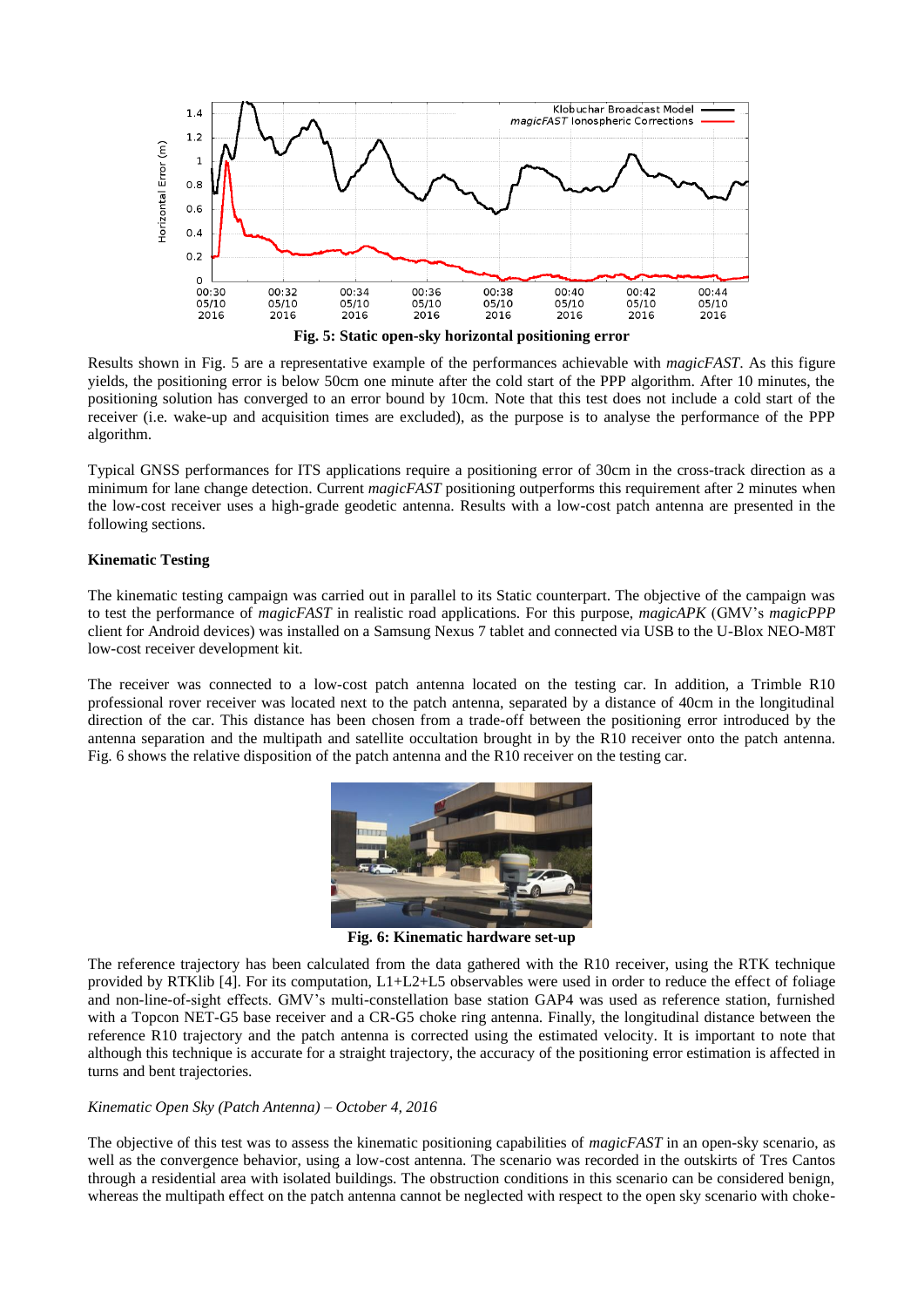**Fig. 5: Static open-sky horizontal positioning error**

Results shown in Fig. 5 are a representative example of the performances achievable with *magicFAST*. As this figure yields, the positioning error is below 50cm one minute after the cold start of the PPP algorithm. After 10 minutes, the positioning solution has converged to an error bound by 10cm. Note that this test does not include a cold start of the receiver (i.e. wake-up and acquisition times are excluded), as the purpose is to analyse the performance of the PPP algorithm.

Typical GNSS performances for ITS applications require a positioning error of 30cm in the cross-track direction as a minimum for lane change detection. Current *magicFAST* positioning outperforms this requirement after 2 minutes when the low-cost receiver uses a high-grade geodetic antenna. Results with a low-cost patch antenna are presented in the following sections.

**Kinematic Testing**

The kinematic testing campaign was carried out in parallel to its Static counterpart. The objective of the campaign was to test the performance of *magicFAST* in realistic road applications. For this purpose, *magicAPK* (GMV's *magicPPP* client for Android devices) was installed on a Samsung Nexus 7 tablet and connected via USB to the U-Blox NEO-M8T low-cost receiver development kit.

The receiver was connected to a low-cost patch antenna located on the testing car. In addition, a Trimble R10 professional rover receiver was located next to the patch antenna, separated by a distance of 40cm in the longitudinal direction of the car. This distance has been chosen from a trade-off between the positioning error introduced by the antenna separation and the multipath and satellite occultation brought in by the R10 receiver onto the patch antenna. Fig. 6 shows the relative disposition of the patch antenna and the R10 receiver on the testing car.

**Fig. 6: Kinematic hardware set-up**

The reference trajectory has been calculated from the data gathered with the R10 receiver, using the RTK technique provided by RTKlib [4]. For its computation, L1+L2+L5 observables were used in order to reduce the effect of foliage and non-line-of-sight effects. GMV's multi-constellation base station GAP4 was used as reference station, furnished with a Topcon NET-G5 base receiver and a CR-G5 choke ring antenna. Finally, the longitudinal distance between the reference R10 trajectory and the patch antenna is corrected using the estimated velocity. It is important to note that although this technique is accurate for a straight trajectory, the accuracy of the positioning error estimation is affected in turns and bent trajectories.

*Kinematic Open Sky (Patch Antenna) – October 4, 2016*

The objective of this test was to assess the kinematic positioning capabilities of *magicFAST* in an open-sky scenario, as well as the convergence behavior, using a low-cost antenna. The scenario was recorded in the outskirts of Tres Cantos through a residential area with isolated buildings. The obstruction conditions in this scenario can be considered benign, whereas the multipath effect on the patch antenna cannot be neglected with respect to the open sky scenario with choke-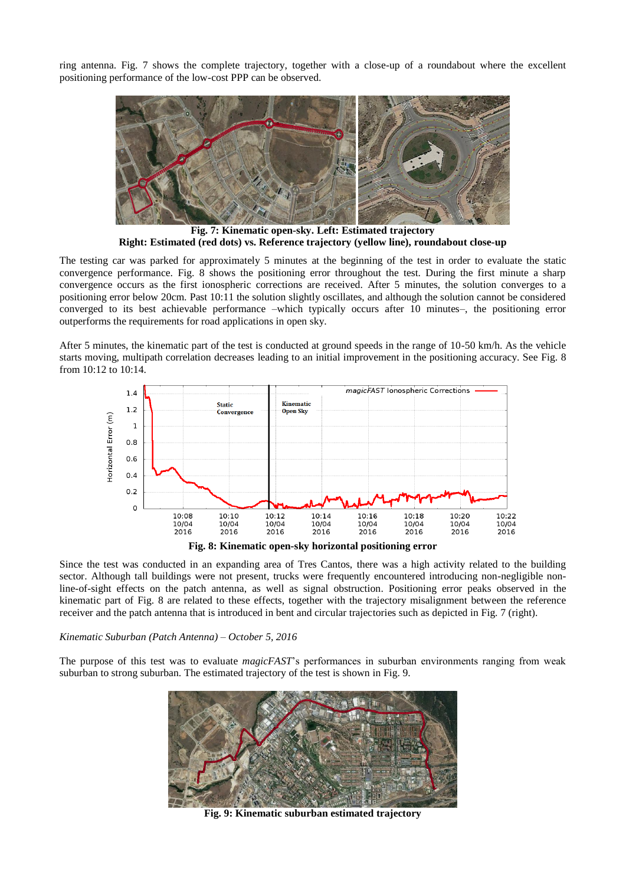ring antenna. Fig. 7 shows the complete trajectory, together with a close-up of a roundabout where the excellent positioning performance of the low-cost PPP can be observed.

**Fig. 7: Kinematic open-sky. Left: Estimated trajectory**
**Right: Estimated (red dots) vs. Reference trajectory (yellow line), roundabout close-up**

The testing car was parked for approximately 5 minutes at the beginning of the test in order to evaluate the static convergence performance. Fig. 8 shows the positioning error throughout the test. During the first minute a sharp convergence occurs as the first ionospheric corrections are received. After 5 minutes, the solution converges to a positioning error below 20cm. Past 10:11 the solution slightly oscillates, and although the solution cannot be considered converged to its best achievable performance –which typically occurs after 10 minutes–, the positioning error outperforms the requirements for road applications in open sky.

After 5 minutes, the kinematic part of the test is conducted at ground speeds in the range of 10-50 km/h. As the vehicle starts moving, multipath correlation decreases leading to an initial improvement in the positioning accuracy. See Fig. 8 from 10:12 to 10:14.

**Fig. 8: Kinematic open-sky horizontal positioning error**

Since the test was conducted in an expanding area of Tres Cantos, there was a high activity related to the building sector. Although tall buildings were not present, trucks were frequently encountered introducing non-negligible non-line-of-sight effects on the patch antenna, as well as signal obstruction. Positioning error peaks observed in the kinematic part of Fig. 8 are related to these effects, together with the trajectory misalignment between the reference receiver and the patch antenna that is introduced in bent and circular trajectories such as depicted in Fig. 7 (right).

*Kinematic Suburban (Patch Antenna) – October 5, 2016*

The purpose of this test was to evaluate *magicFAST*'s performances in suburban environments ranging from weak suburban to strong suburban. The estimated trajectory of the test is shown in Fig. 9.

**Fig. 9: Kinematic suburban estimated trajectory**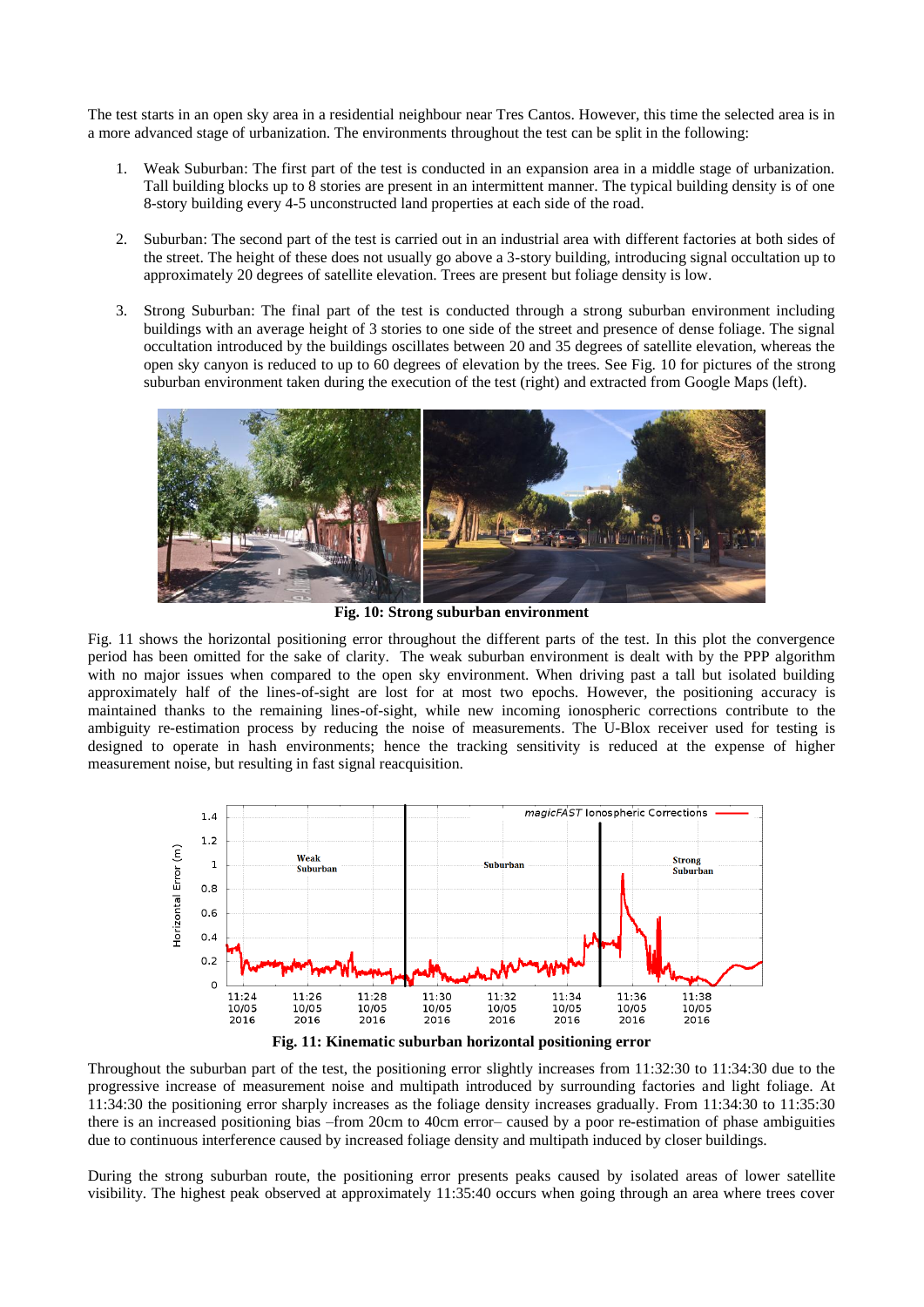The test starts in an open sky area in a residential neighbour near Tres Cantos. However, this time the selected area is in a more advanced stage of urbanization. The environments throughout the test can be split in the following:

1. Weak Suburban: The first part of the test is conducted in an expansion area in a middle stage of urbanization. Tall building blocks up to 8 stories are present in an intermittent manner. The typical building density is of one 8-story building every 4-5 unconstructed land properties at each side of the road.

2. Suburban: The second part of the test is carried out in an industrial area with different factories at both sides of the street. The height of these does not usually go above a 3-story building, introducing signal occultation up to approximately 20 degrees of satellite elevation. Trees are present but foliage density is low.

3. Strong Suburban: The final part of the test is conducted through a strong suburban environment including buildings with an average height of 3 stories to one side of the street and presence of dense foliage. The signal occultation introduced by the buildings oscillates between 20 and 35 degrees of satellite elevation, whereas the open sky canyon is reduced to up to 60 degrees of elevation by the trees. See Fig. 10 for pictures of the strong suburban environment taken during the execution of the test (right) and extracted from Google Maps (left).

**Fig. 10: Strong suburban environment**

Fig. 11 shows the horizontal positioning error throughout the different parts of the test. In this plot the convergence period has been omitted for the sake of clarity. The weak suburban environment is dealt with by the PPP algorithm with no major issues when compared to the open sky environment. When driving past a tall but isolated building approximately half of the lines-of-sight are lost for at most two epochs. However, the positioning accuracy is maintained thanks to the remaining lines-of-sight, while new incoming ionospheric corrections contribute to the ambiguity re-estimation process by reducing the noise of measurements. The U-Blox receiver used for testing is designed to operate in hash environments; hence the tracking sensitivity is reduced at the expense of higher measurement noise, but resulting in fast signal reacquisition.

**Fig. 11: Kinematic suburban horizontal positioning error**

Throughout the suburban part of the test, the positioning error slightly increases from 11:32:30 to 11:34:30 due to the progressive increase of measurement noise and multipath introduced by surrounding factories and light foliage. At 11:34:30 the positioning error sharply increases as the foliage density increases gradually. From 11:34:30 to 11:35:30 there is an increased positioning bias –from 20cm to 40cm error– caused by a poor re-estimation of phase ambiguities due to continuous interference caused by increased foliage density and multipath induced by closer buildings.

During the strong suburban route, the positioning error presents peaks caused by isolated areas of lower satellite visibility. The highest peak observed at approximately 11:35:40 occurs when going through an area where trees cover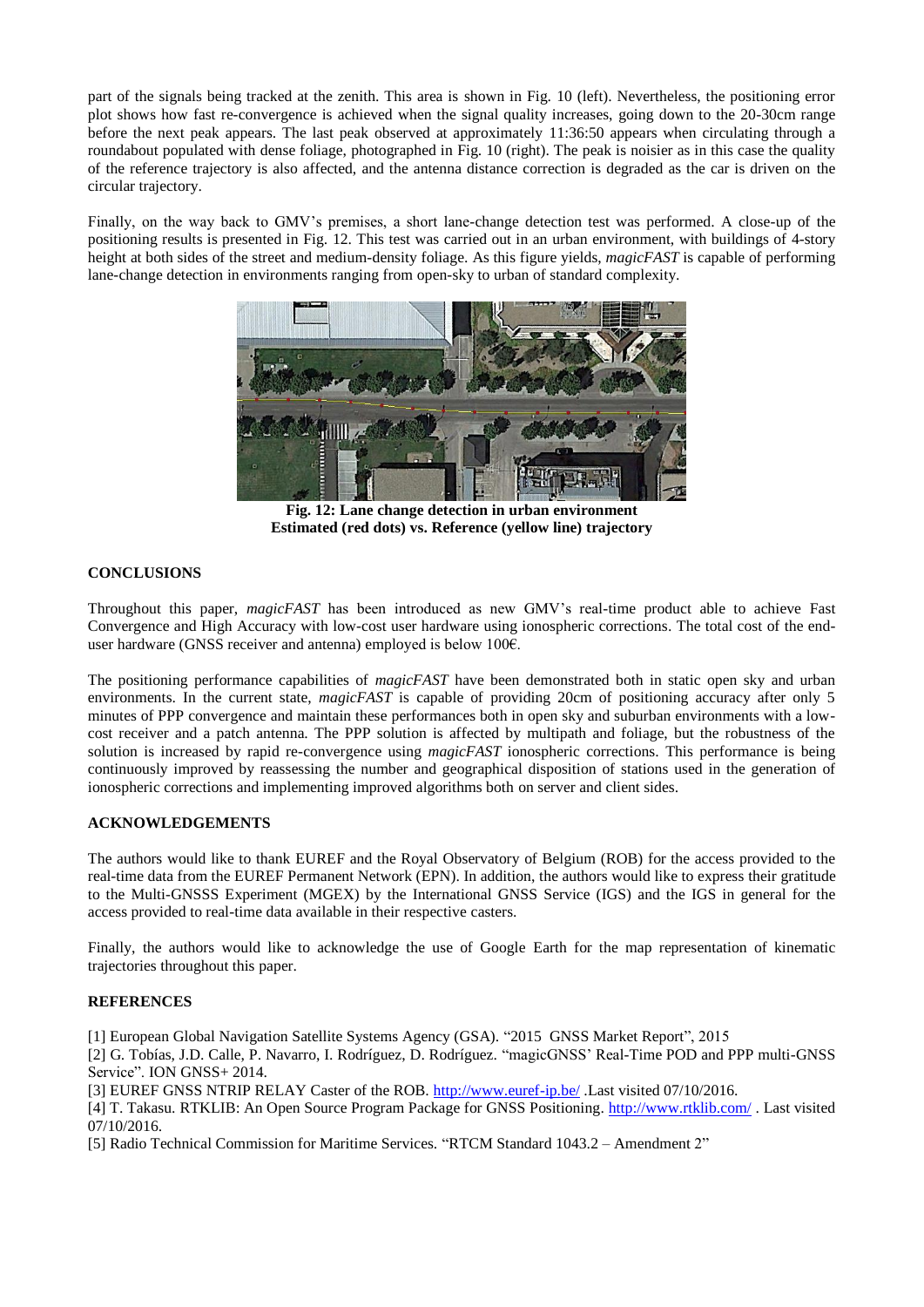part of the signals being tracked at the zenith. This area is shown in Fig. 10 (left). Nevertheless, the positioning error plot shows how fast re-convergence is achieved when the signal quality increases, going down to the 20-30cm range before the next peak appears. The last peak observed at approximately 11:36:50 appears when circulating through a roundabout populated with dense foliage, photographed in Fig. 10 (right). The peak is noisier as in this case the quality of the reference trajectory is also affected, and the antenna distance correction is degraded as the car is driven on the circular trajectory.

Finally, on the way back to GMV's premises, a short lane-change detection test was performed. A close-up of the positioning results is presented in Fig. 12. This test was carried out in an urban environment, with buildings of 4-story height at both sides of the street and medium-density foliage. As this figure yields, *magicFAST* is capable of performing lane-change detection in environments ranging from open-sky to urban of standard complexity.

**Fig. 12: Lane change detection in urban environment**
**Estimated (red dots) vs. Reference (yellow line) trajectory**

## CONCLUSIONS

Throughout this paper, *magicFAST* has been introduced as new GMV's real-time product able to achieve Fast Convergence and High Accuracy with low-cost user hardware using ionospheric corrections. The total cost of the end-user hardware (GNSS receiver and antenna) employed is below 100€.

The positioning performance capabilities of *magicFAST* have been demonstrated both in static open sky and urban environments. In the current state, *magicFAST* is capable of providing 20cm of positioning accuracy after only 5 minutes of PPP convergence and maintain these performances both in open sky and suburban environments with a low-cost receiver and a patch antenna. The PPP solution is affected by multipath and foliage, but the robustness of the solution is increased by rapid re-convergence using *magicFAST* ionospheric corrections. This performance is being continuously improved by reassessing the number and geographical disposition of stations used in the generation of ionospheric corrections and implementing improved algorithms both on server and client sides.

## ACKNOWLEDGEMENTS

The authors would like to thank EUREF and the Royal Observatory of Belgium (ROB) for the access provided to the real-time data from the EUREF Permanent Network (EPN). In addition, the authors would like to express their gratitude to the Multi-GNSSS Experiment (MGEX) by the International GNSS Service (IGS) and the IGS in general for the access provided to real-time data available in their respective casters.

Finally, the authors would like to acknowledge the use of Google Earth for the map representation of kinematic trajectories throughout this paper.

## REFERENCES

[1] European Global Navigation Satellite Systems Agency (GSA). "2015 GNSS Market Report", 2015
[2] G. Tobías, J.D. Calle, P. Navarro, I. Rodríguez, D. Rodríguez. "magicGNSS' Real-Time POD and PPP multi-GNSS Service". ION GNSS+ 2014.
[3] EUREF GNSS NTRIP RELAY Caster of the ROB. http://www.euref-ip.be/ .Last visited 07/10/2016.
[4] T. Takasu. RTKLIB: An Open Source Program Package for GNSS Positioning. http://www.rtklib.com/ . Last visited 07/10/2016.
[5] Radio Technical Commission for Maritime Services. "RTCM Standard 1043.2 – Amendment 2"